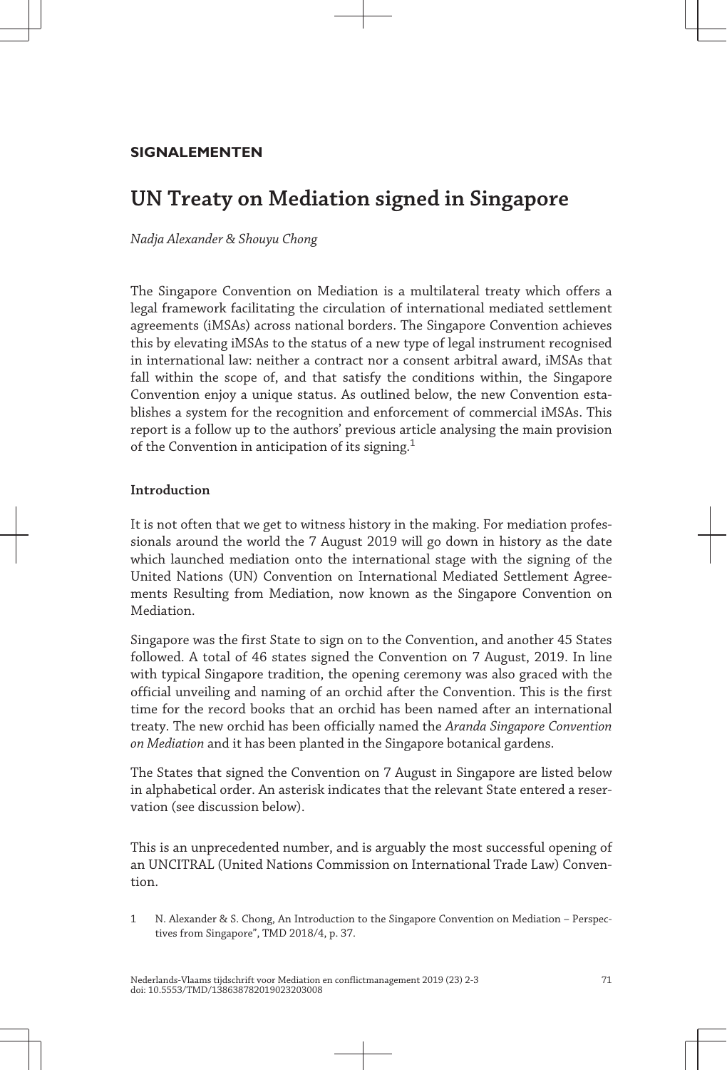**SIGNALEMENTEN**

# UN Treaty on Mediation signed in Singapore

*Nadja Alexander & Shouyu Chong*

The Singapore Convention on Mediation is a multilateral treaty which offers a legal framework facilitating the circulation of international mediated settlement agreements (iMSAs) across national borders. The Singapore Convention achieves this by elevating iMSAs to the status of a new type of legal instrument recognised in international law: neither a contract nor a consent arbitral award, iMSAs that fall within the scope of, and that satisfy the conditions within, the Singapore Convention enjoy a unique status. As outlined below, the new Convention establishes a system for the recognition and enforcement of commercial iMSAs. This report is a follow up to the authors' previous article analysing the main provision of the Convention in anticipation of its signing.[1]

## Introduction

It is not often that we get to witness history in the making. For mediation professionals around the world the 7 August 2019 will go down in history as the date which launched mediation onto the international stage with the signing of the United Nations (UN) Convention on International Mediated Settlement Agreements Resulting from Mediation, now known as the Singapore Convention on Mediation.

Singapore was the first State to sign on to the Convention, and another 45 States followed. A total of 46 states signed the Convention on 7 August, 2019. In line with typical Singapore tradition, the opening ceremony was also graced with the official unveiling and naming of an orchid after the Convention. This is the first time for the record books that an orchid has been named after an international treaty. The new orchid has been officially named the *Aranda Singapore Convention on Mediation* and it has been planted in the Singapore botanical gardens.

The States that signed the Convention on 7 August in Singapore are listed below in alphabetical order. An asterisk indicates that the relevant State entered a reservation (see discussion below).

This is an unprecedented number, and is arguably the most successful opening of an UNCITRAL (United Nations Commission on International Trade Law) Convention.

1 N. Alexander & S. Chong, An Introduction to the Singapore Convention on Mediation – Perspectives from Singapore", TMD 2018/4, p. 37.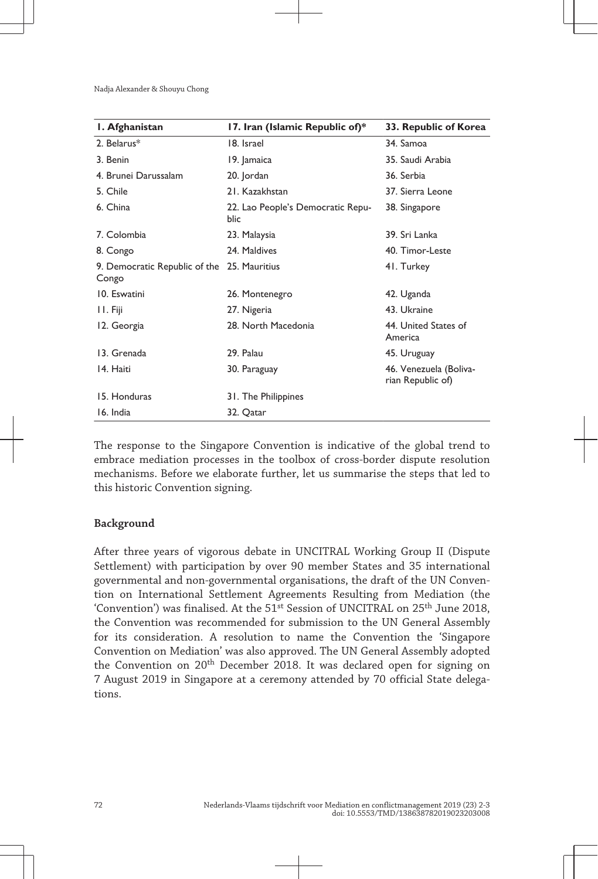| 1. Afghanistan | 17. Iran (Islamic Republic of)* | 33. Republic of Korea |
|---|---|---|
| 2. Belarus* | 18. Israel | 34. Samoa |
| 3. Benin | 19. Jamaica | 35. Saudi Arabia |
| 4. Brunei Darussalam | 20. Jordan | 36. Serbia |
| 5. Chile | 21. Kazakhstan | 37. Sierra Leone |
| 6. China | 22. Lao People's Democratic Republic | 38. Singapore |
| 7. Colombia | 23. Malaysia | 39. Sri Lanka |
| 8. Congo | 24. Maldives | 40. Timor-Leste |
| 9. Democratic Republic of the Congo | 25. Mauritius | 41. Turkey |
| 10. Eswatini | 26. Montenegro | 42. Uganda |
| 11. Fiji | 27. Nigeria | 43. Ukraine |
| 12. Georgia | 28. North Macedonia | 44. United States of America |
| 13. Grenada | 29. Palau | 45. Uruguay |
| 14. Haiti | 30. Paraguay | 46. Venezuela (Bolivarian Republic of) |
| 15. Honduras | 31. The Philippines | |
| 16. India | 32. Qatar | |

The response to the Singapore Convention is indicative of the global trend to embrace mediation processes in the toolbox of cross-border dispute resolution mechanisms. Before we elaborate further, let us summarise the steps that led to this historic Convention signing.

## Background

After three years of vigorous debate in UNCITRAL Working Group II (Dispute Settlement) with participation by over 90 member States and 35 international governmental and non-governmental organisations, the draft of the UN Convention on International Settlement Agreements Resulting from Mediation (the 'Convention') was finalised. At the 51st Session of UNCITRAL on 25th June 2018, the Convention was recommended for submission to the UN General Assembly for its consideration. A resolution to name the Convention the 'Singapore Convention on Mediation' was also approved. The UN General Assembly adopted the Convention on 20th December 2018. It was declared open for signing on 7 August 2019 in Singapore at a ceremony attended by 70 official State delegations.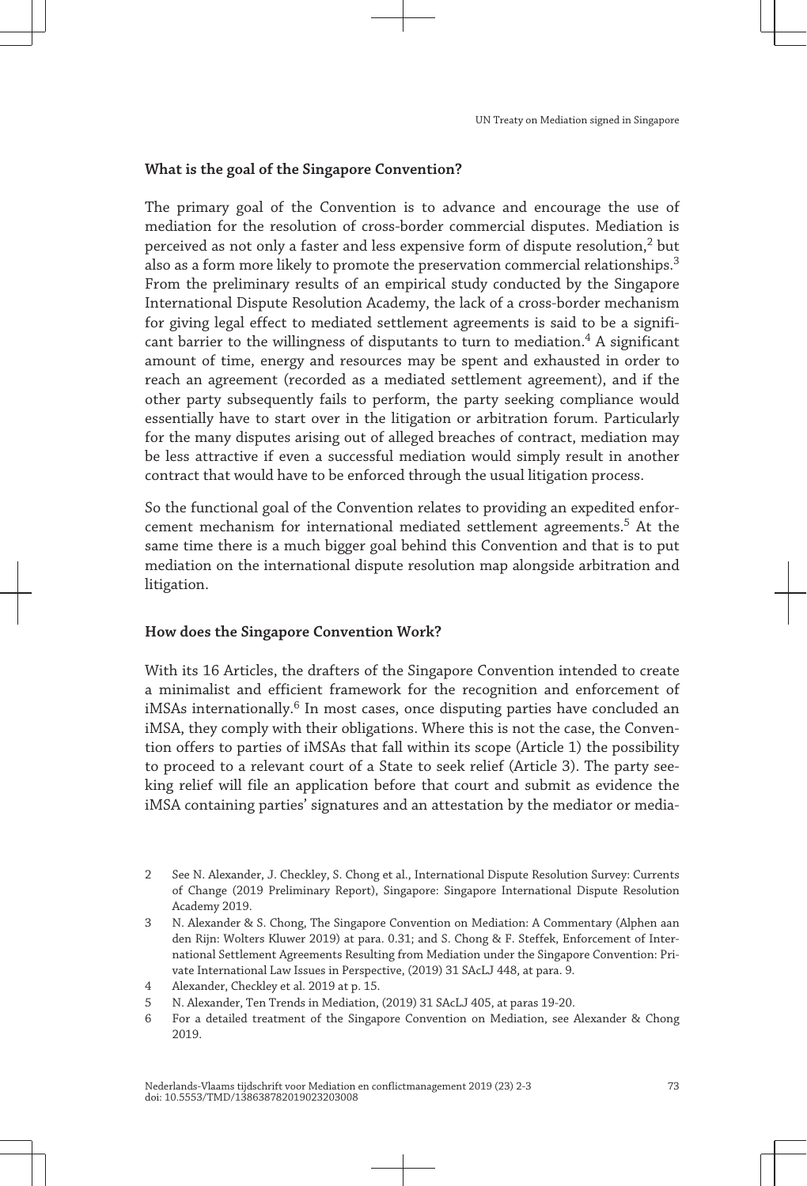### What is the goal of the Singapore Convention?

The primary goal of the Convention is to advance and encourage the use of mediation for the resolution of cross-border commercial disputes. Mediation is perceived as not only a faster and less expensive form of dispute resolution,[2] but also as a form more likely to promote the preservation commercial relationships.[3] From the preliminary results of an empirical study conducted by the Singapore International Dispute Resolution Academy, the lack of a cross-border mechanism for giving legal effect to mediated settlement agreements is said to be a significant barrier to the willingness of disputants to turn to mediation.[4] A significant amount of time, energy and resources may be spent and exhausted in order to reach an agreement (recorded as a mediated settlement agreement), and if the other party subsequently fails to perform, the party seeking compliance would essentially have to start over in the litigation or arbitration forum. Particularly for the many disputes arising out of alleged breaches of contract, mediation may be less attractive if even a successful mediation would simply result in another contract that would have to be enforced through the usual litigation process.

So the functional goal of the Convention relates to providing an expedited enforcement mechanism for international mediated settlement agreements.[5] At the same time there is a much bigger goal behind this Convention and that is to put mediation on the international dispute resolution map alongside arbitration and litigation.

### How does the Singapore Convention Work?

With its 16 Articles, the drafters of the Singapore Convention intended to create a minimalist and efficient framework for the recognition and enforcement of iMSAs internationally.[6] In most cases, once disputing parties have concluded an iMSA, they comply with their obligations. Where this is not the case, the Convention offers to parties of iMSAs that fall within its scope (Article 1) the possibility to proceed to a relevant court of a State to seek relief (Article 3). The party seeking relief will file an application before that court and submit as evidence the iMSA containing parties' signatures and an attestation by the mediator or media-

---

2 See N. Alexander, J. Checkley, S. Chong et al., International Dispute Resolution Survey: Currents of Change (2019 Preliminary Report), Singapore: Singapore International Dispute Resolution Academy 2019.

3 N. Alexander & S. Chong, The Singapore Convention on Mediation: A Commentary (Alphen aan den Rijn: Wolters Kluwer 2019) at para. 0.31; and S. Chong & F. Steffek, Enforcement of International Settlement Agreements Resulting from Mediation under the Singapore Convention: Private International Law Issues in Perspective, (2019) 31 SAcLJ 448, at para. 9.

4 Alexander, Checkley et al. 2019 at p. 15.

5 N. Alexander, Ten Trends in Mediation, (2019) 31 SAcLJ 405, at paras 19-20.

6 For a detailed treatment of the Singapore Convention on Mediation, see Alexander & Chong 2019.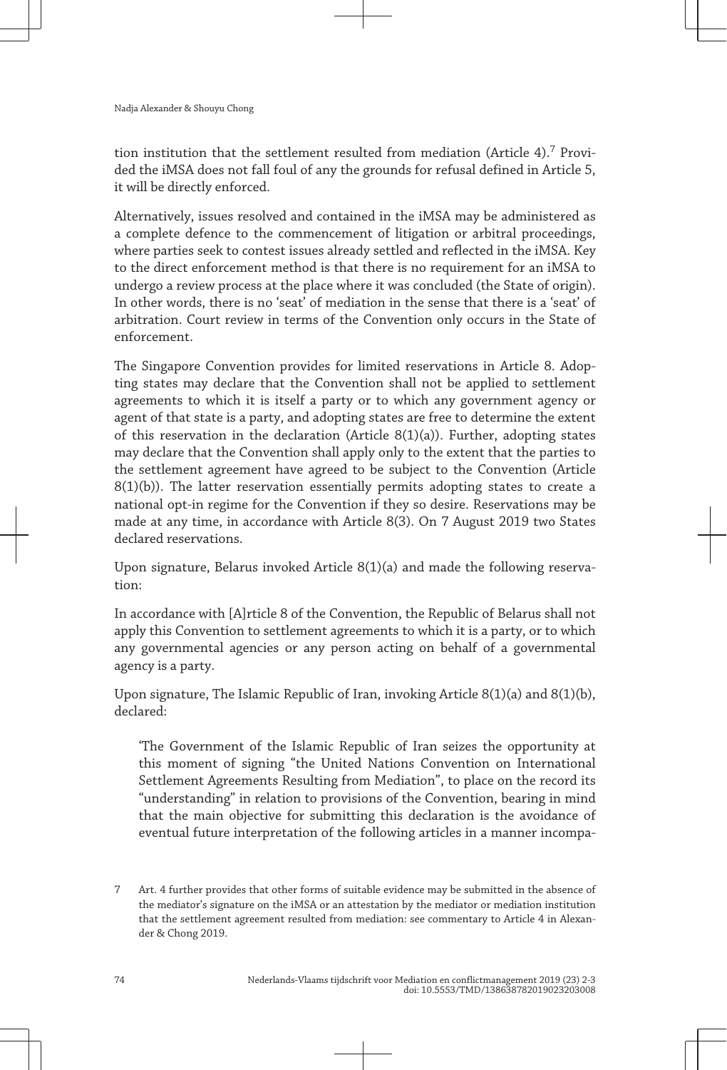tion institution that the settlement resulted from mediation (Article 4).[7] Provided the iMSA does not fall foul of any the grounds for refusal defined in Article 5, it will be directly enforced.

Alternatively, issues resolved and contained in the iMSA may be administered as a complete defence to the commencement of litigation or arbitral proceedings, where parties seek to contest issues already settled and reflected in the iMSA. Key to the direct enforcement method is that there is no requirement for an iMSA to undergo a review process at the place where it was concluded (the State of origin). In other words, there is no 'seat' of mediation in the sense that there is a 'seat' of arbitration. Court review in terms of the Convention only occurs in the State of enforcement.

The Singapore Convention provides for limited reservations in Article 8. Adopting states may declare that the Convention shall not be applied to settlement agreements to which it is itself a party or to which any government agency or agent of that state is a party, and adopting states are free to determine the extent of this reservation in the declaration (Article 8(1)(a)). Further, adopting states may declare that the Convention shall apply only to the extent that the parties to the settlement agreement have agreed to be subject to the Convention (Article 8(1)(b)). The latter reservation essentially permits adopting states to create a national opt-in regime for the Convention if they so desire. Reservations may be made at any time, in accordance with Article 8(3). On 7 August 2019 two States declared reservations.

Upon signature, Belarus invoked Article 8(1)(a) and made the following reservation:

In accordance with [A]rticle 8 of the Convention, the Republic of Belarus shall not apply this Convention to settlement agreements to which it is a party, or to which any governmental agencies or any person acting on behalf of a governmental agency is a party.

Upon signature, The Islamic Republic of Iran, invoking Article 8(1)(a) and 8(1)(b), declared:

> 'The Government of the Islamic Republic of Iran seizes the opportunity at this moment of signing "the United Nations Convention on International Settlement Agreements Resulting from Mediation", to place on the record its "understanding" in relation to provisions of the Convention, bearing in mind that the main objective for submitting this declaration is the avoidance of eventual future interpretation of the following articles in a manner incompa-

7 Art. 4 further provides that other forms of suitable evidence may be submitted in the absence of the mediator's signature on the iMSA or an attestation by the mediator or mediation institution that the settlement agreement resulted from mediation: see commentary to Article 4 in Alexander & Chong 2019.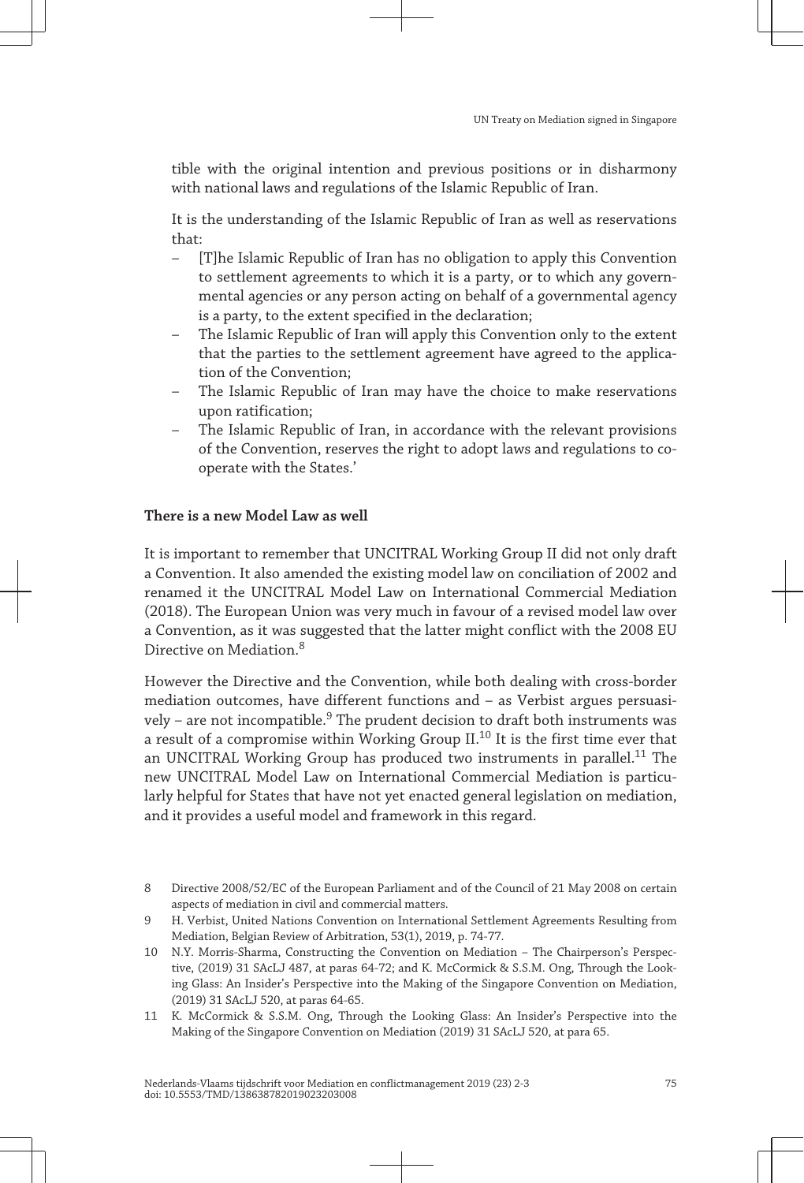tible with the original intention and previous positions or in disharmony with national laws and regulations of the Islamic Republic of Iran.

It is the understanding of the Islamic Republic of Iran as well as reservations that:

- [T]he Islamic Republic of Iran has no obligation to apply this Convention to settlement agreements to which it is a party, or to which any governmental agencies or any person acting on behalf of a governmental agency is a party, to the extent specified in the declaration;
- The Islamic Republic of Iran will apply this Convention only to the extent that the parties to the settlement agreement have agreed to the application of the Convention;
- The Islamic Republic of Iran may have the choice to make reservations upon ratification;
- The Islamic Republic of Iran, in accordance with the relevant provisions of the Convention, reserves the right to adopt laws and regulations to cooperate with the States.'

**There is a new Model Law as well**

It is important to remember that UNCITRAL Working Group II did not only draft a Convention. It also amended the existing model law on conciliation of 2002 and renamed it the UNCITRAL Model Law on International Commercial Mediation (2018). The European Union was very much in favour of a revised model law over a Convention, as it was suggested that the latter might conflict with the 2008 EU Directive on Mediation.[8]

However the Directive and the Convention, while both dealing with cross-border mediation outcomes, have different functions and – as Verbist argues persuasively – are not incompatible.[9] The prudent decision to draft both instruments was a result of a compromise within Working Group II.[10] It is the first time ever that an UNCITRAL Working Group has produced two instruments in parallel.[11] The new UNCITRAL Model Law on International Commercial Mediation is particularly helpful for States that have not yet enacted general legislation on mediation, and it provides a useful model and framework in this regard.

8 Directive 2008/52/EC of the European Parliament and of the Council of 21 May 2008 on certain aspects of mediation in civil and commercial matters.

9 H. Verbist, United Nations Convention on International Settlement Agreements Resulting from Mediation, Belgian Review of Arbitration, 53(1), 2019, p. 74-77.

10 N.Y. Morris-Sharma, Constructing the Convention on Mediation – The Chairperson's Perspective, (2019) 31 SAcLJ 487, at paras 64-72; and K. McCormick & S.S.M. Ong, Through the Looking Glass: An Insider's Perspective into the Making of the Singapore Convention on Mediation, (2019) 31 SAcLJ 520, at paras 64-65.

11 K. McCormick & S.S.M. Ong, Through the Looking Glass: An Insider's Perspective into the Making of the Singapore Convention on Mediation (2019) 31 SAcLJ 520, at para 65.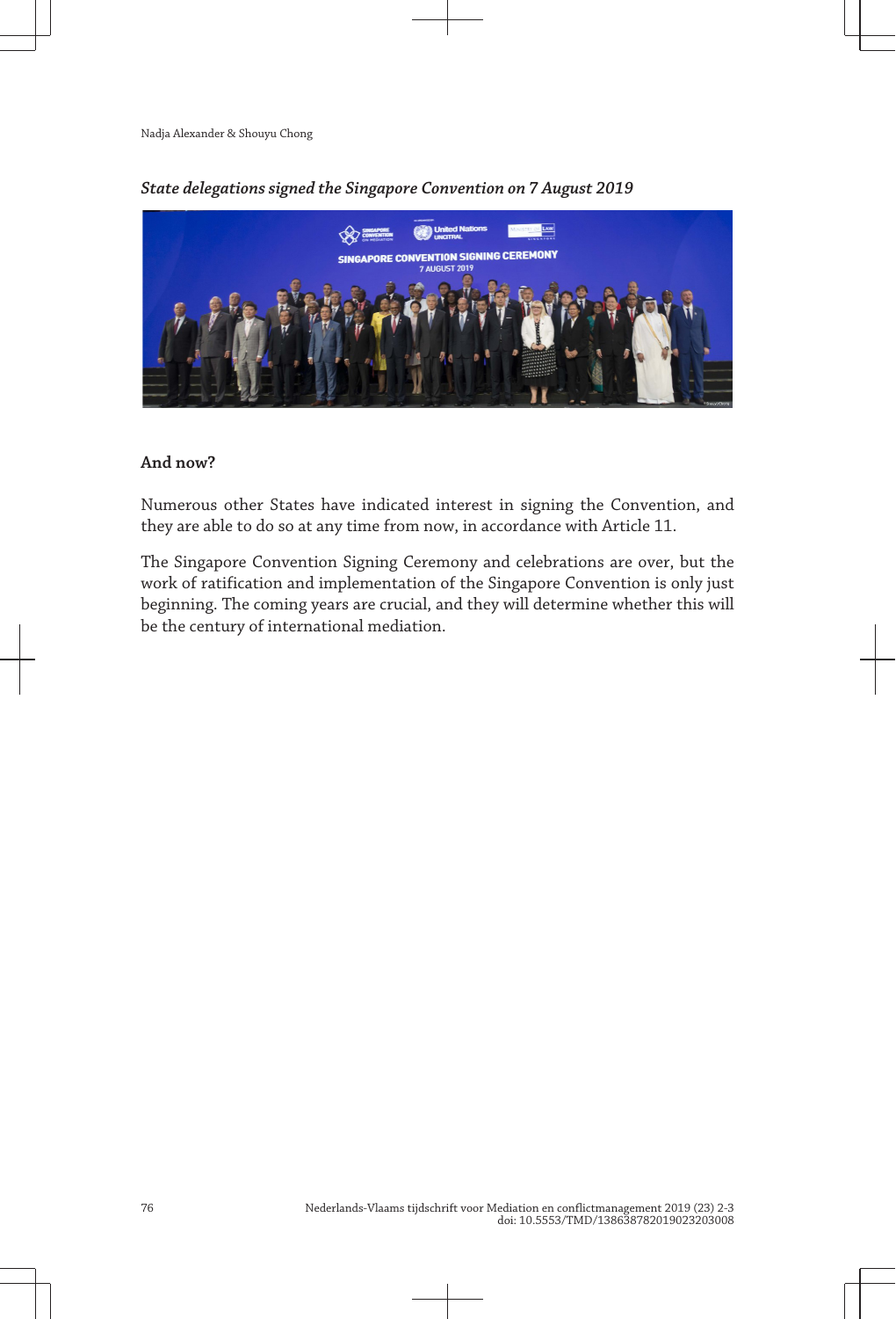*State delegations signed the Singapore Convention on 7 August 2019*

## And now?

Numerous other States have indicated interest in signing the Convention, and they are able to do so at any time from now, in accordance with Article 11.

The Singapore Convention Signing Ceremony and celebrations are over, but the work of ratification and implementation of the Singapore Convention is only just beginning. The coming years are crucial, and they will determine whether this will be the century of international mediation.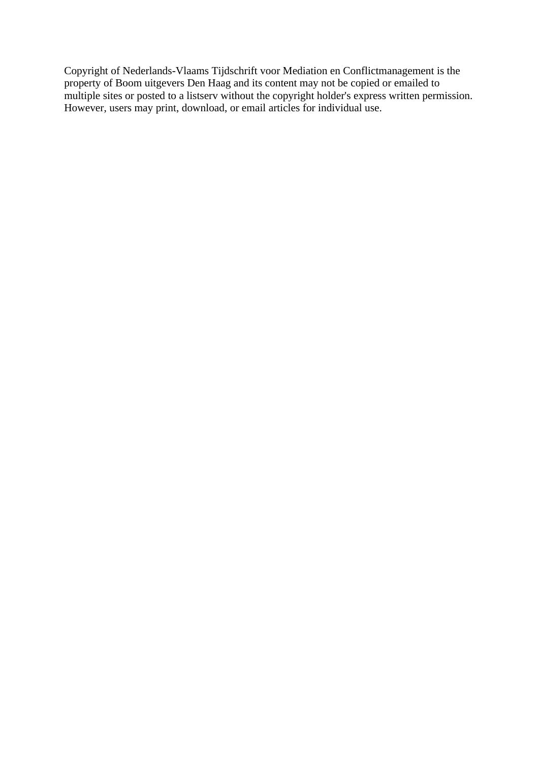Copyright of Nederlands-Vlaams Tijdschrift voor Mediation en Conflictmanagement is the property of Boom uitgevers Den Haag and its content may not be copied or emailed to multiple sites or posted to a listserv without the copyright holder's express written permission. However, users may print, download, or email articles for individual use.